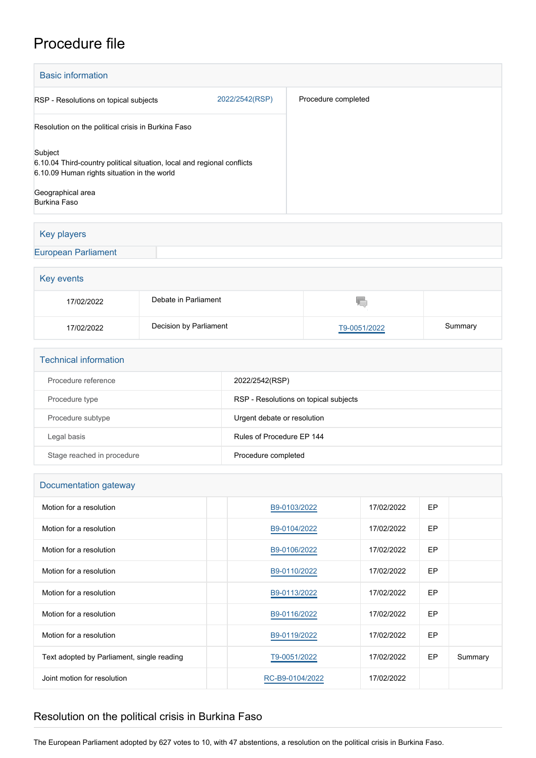# Procedure file

## Basic information

| | | |
|---|---|---|
| RSP - Resolutions on topical subjects | 2022/2542(RSP) | Procedure completed |
| Resolution on the political crisis in Burkina Faso<br><br>Subject<br>6.10.04 Third-country political situation, local and regional conflicts<br>6.10.09 Human rights situation in the world<br><br>Geographical area<br>Burkina Faso | | |

## Key players

| | |
|---|---|
| European Parliament | |

## Key events

| | | | |
|---|---|---|---|
| 17/02/2022 | Debate in Parliament | | |
| 17/02/2022 | Decision by Parliament | T9-0051/2022 | Summary |

## Technical information

| | |
|---|---|
| Procedure reference | 2022/2542(RSP) |
| Procedure type | RSP - Resolutions on topical subjects |
| Procedure subtype | Urgent debate or resolution |
| Legal basis | Rules of Procedure EP 144 |
| Stage reached in procedure | Procedure completed |

## Documentation gateway

| | | | | | |
|---|---|---|---|---|---|
| Motion for a resolution | | B9-0103/2022 | 17/02/2022 | EP | |
| Motion for a resolution | | B9-0104/2022 | 17/02/2022 | EP | |
| Motion for a resolution | | B9-0106/2022 | 17/02/2022 | EP | |
| Motion for a resolution | | B9-0110/2022 | 17/02/2022 | EP | |
| Motion for a resolution | | B9-0113/2022 | 17/02/2022 | EP | |
| Motion for a resolution | | B9-0116/2022 | 17/02/2022 | EP | |
| Motion for a resolution | | B9-0119/2022 | 17/02/2022 | EP | |
| Text adopted by Parliament, single reading | | T9-0051/2022 | 17/02/2022 | EP | Summary |
| Joint motion for resolution | | RC-B9-0104/2022 | 17/02/2022 | | |

## Resolution on the political crisis in Burkina Faso

The European Parliament adopted by 627 votes to 10, with 47 abstentions, a resolution on the political crisis in Burkina Faso.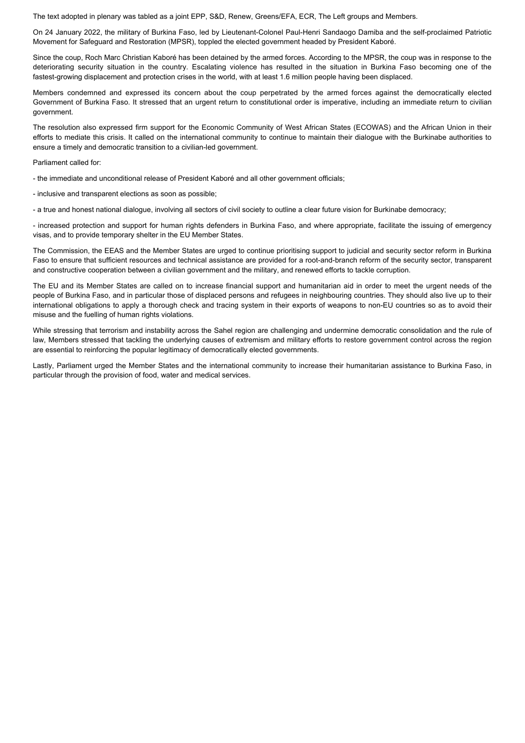The text adopted in plenary was tabled as a joint EPP, S&D, Renew, Greens/EFA, ECR, The Left groups and Members.

On 24 January 2022, the military of Burkina Faso, led by Lieutenant-Colonel Paul-Henri Sandaogo Damiba and the self-proclaimed Patriotic Movement for Safeguard and Restoration (MPSR), toppled the elected government headed by President Kaboré.

Since the coup, Roch Marc Christian Kaboré has been detained by the armed forces. According to the MPSR, the coup was in response to the deteriorating security situation in the country. Escalating violence has resulted in the situation in Burkina Faso becoming one of the fastest-growing displacement and protection crises in the world, with at least 1.6 million people having been displaced.

Members condemned and expressed its concern about the coup perpetrated by the armed forces against the democratically elected Government of Burkina Faso. It stressed that an urgent return to constitutional order is imperative, including an immediate return to civilian government.

The resolution also expressed firm support for the Economic Community of West African States (ECOWAS) and the African Union in their efforts to mediate this crisis. It called on the international community to continue to maintain their dialogue with the Burkinabe authorities to ensure a timely and democratic transition to a civilian-led government.

Parliament called for:

- the immediate and unconditional release of President Kaboré and all other government officials;

- inclusive and transparent elections as soon as possible;

- a true and honest national dialogue, involving all sectors of civil society to outline a clear future vision for Burkinabe democracy;

- increased protection and support for human rights defenders in Burkina Faso, and where appropriate, facilitate the issuing of emergency visas, and to provide temporary shelter in the EU Member States.

The Commission, the EEAS and the Member States are urged to continue prioritising support to judicial and security sector reform in Burkina Faso to ensure that sufficient resources and technical assistance are provided for a root-and-branch reform of the security sector, transparent and constructive cooperation between a civilian government and the military, and renewed efforts to tackle corruption.

The EU and its Member States are called on to increase financial support and humanitarian aid in order to meet the urgent needs of the people of Burkina Faso, and in particular those of displaced persons and refugees in neighbouring countries. They should also live up to their international obligations to apply a thorough check and tracing system in their exports of weapons to non-EU countries so as to avoid their misuse and the fuelling of human rights violations.

While stressing that terrorism and instability across the Sahel region are challenging and undermine democratic consolidation and the rule of law, Members stressed that tackling the underlying causes of extremism and military efforts to restore government control across the region are essential to reinforcing the popular legitimacy of democratically elected governments.

Lastly, Parliament urged the Member States and the international community to increase their humanitarian assistance to Burkina Faso, in particular through the provision of food, water and medical services.